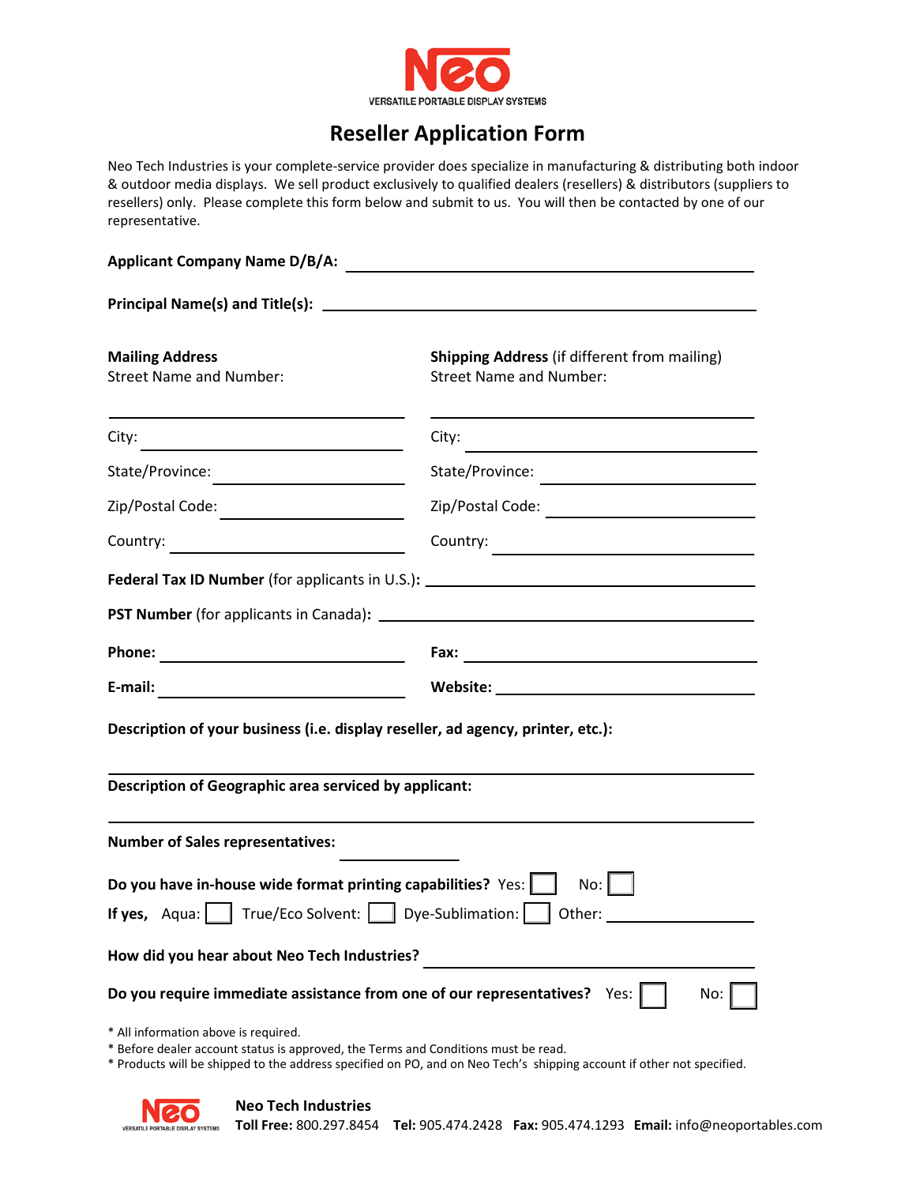**Neo**

VERSATILE PORTABLE DISPLAY SYSTEMS

# Reseller Application Form

Neo Tech Industries is your complete-service provider does specialize in manufacturing & distributing both indoor & outdoor media displays. We sell product exclusively to qualified dealers (resellers) & distributors (suppliers to resellers) only. Please complete this form below and submit to us. You will then be contacted by one of our representative.

**Applicant Company Name D/B/A:** ______________________________

**Principal Name(s) and Title(s):** ______________________________

**Mailing Address**
Street Name and Number:
______________________________
City: ______________________________
State/Province: ______________________________
Zip/Postal Code: ______________________________
Country: ______________________________

**Shipping Address** (if different from mailing)
Street Name and Number:
______________________________
City: ______________________________
State/Province: ______________________________
Zip/Postal Code: ______________________________
Country: ______________________________

**Federal Tax ID Number** (for applicants in U.S.)**:** ______________________________

**PST Number** (for applicants in Canada)**:** ______________________________

**Phone:** ______________________________ **Fax:** ______________________________

**E-mail:** ______________________________ **Website:** ______________________________

**Description of your business (i.e. display reseller, ad agency, printer, etc.):**

______________________________

**Description of Geographic area serviced by applicant:**

______________________________

**Number of Sales representatives:** ______________

**Do you have in-house wide format printing capabilities?** Yes: ☐ No: ☐

**If yes,** Aqua: ☐ True/Eco Solvent: ☐ Dye-Sublimation: ☐ Other: ______________

**How did you hear about Neo Tech Industries?** ______________________________

**Do you require immediate assistance from one of our representatives?** Yes: ☐ No: ☐

* All information above is required.
* Before dealer account status is approved, the Terms and Conditions must be read.
* Products will be shipped to the address specified on PO, and on Neo Tech's shipping account if other not specified.

**Neo Tech Industries**
**Toll Free:** 800.297.8454 **Tel:** 905.474.2428 **Fax:** 905.474.1293 **Email:** info@neoportables.com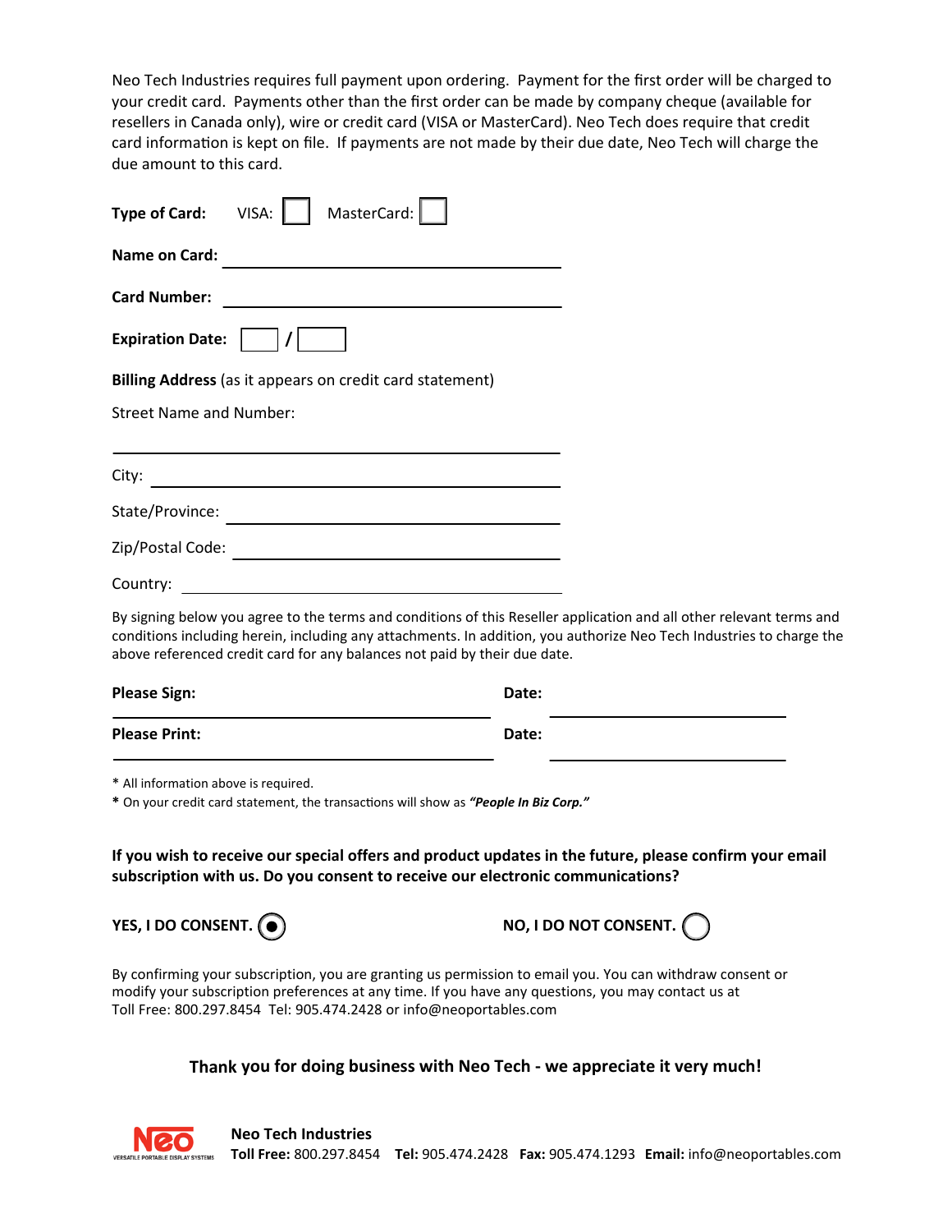Neo Tech Industries requires full payment upon ordering. Payment for the first order will be charged to your credit card. Payments other than the first order can be made by company cheque (available for resellers in Canada only), wire or credit card (VISA or MasterCard). Neo Tech does require that credit card information is kept on file. If payments are not made by their due date, Neo Tech will charge the due amount to this card.

**Type of Card:** VISA: ☐ MasterCard: ☐

**Name on Card:** \_\_\_\_\_\_\_\_\_\_\_\_\_\_\_\_\_\_\_\_\_\_\_\_\_\_\_\_\_\_

**Card Number:** \_\_\_\_\_\_\_\_\_\_\_\_\_\_\_\_\_\_\_\_\_\_\_\_\_\_\_\_\_\_

**Expiration Date:** ☐ / ☐

**Billing Address** (as it appears on credit card statement)

Street Name and Number:

\_\_\_\_\_\_\_\_\_\_\_\_\_\_\_\_\_\_\_\_\_\_\_\_\_\_\_\_\_\_\_\_\_\_\_\_\_\_\_\_

City: \_\_\_\_\_\_\_\_\_\_\_\_\_\_\_\_\_\_\_\_\_\_\_\_\_\_\_\_\_\_

State/Province: \_\_\_\_\_\_\_\_\_\_\_\_\_\_\_\_\_\_\_\_\_\_\_\_\_\_\_\_\_\_

Zip/Postal Code: \_\_\_\_\_\_\_\_\_\_\_\_\_\_\_\_\_\_\_\_\_\_\_\_\_\_\_\_\_\_

Country: \_\_\_\_\_\_\_\_\_\_\_\_\_\_\_\_\_\_\_\_\_\_\_\_\_\_\_\_\_\_

By signing below you agree to the terms and conditions of this Reseller application and all other relevant terms and conditions including herein, including any attachments. In addition, you authorize Neo Tech Industries to charge the above referenced credit card for any balances not paid by their due date.

**Please Sign:** \_\_\_\_\_\_\_\_\_\_\_\_\_\_\_\_\_\_\_\_\_\_\_\_ **Date:** \_\_\_\_\_\_\_\_\_\_\_\_\_\_\_\_

**Please Print:** \_\_\_\_\_\_\_\_\_\_\_\_\_\_\_\_\_\_\_\_\_\_\_\_ **Date:** \_\_\_\_\_\_\_\_\_\_\_\_\_\_\_\_

\* All information above is required.

\* On your credit card statement, the transactions will show as ***"People In Biz Corp."***

**If you wish to receive our special offers and product updates in the future, please confirm your email subscription with us. Do you consent to receive our electronic communications?**

**YES, I DO CONSENT.** ◉ **NO, I DO NOT CONSENT.** ○

By confirming your subscription, you are granting us permission to email you. You can withdraw consent or modify your subscription preferences at any time. If you have any questions, you may contact us at Toll Free: 800.297.8454 Tel: 905.474.2428 or info@neoportables.com

**Thank you for doing business with Neo Tech - we appreciate it very much!**

Neo
VERSATILE PORTABLE DISPLAY SYSTEMS

**Neo Tech Industries**
**Toll Free:** 800.297.8454 **Tel:** 905.474.2428 **Fax:** 905.474.1293 **Email:** info@neoportables.com